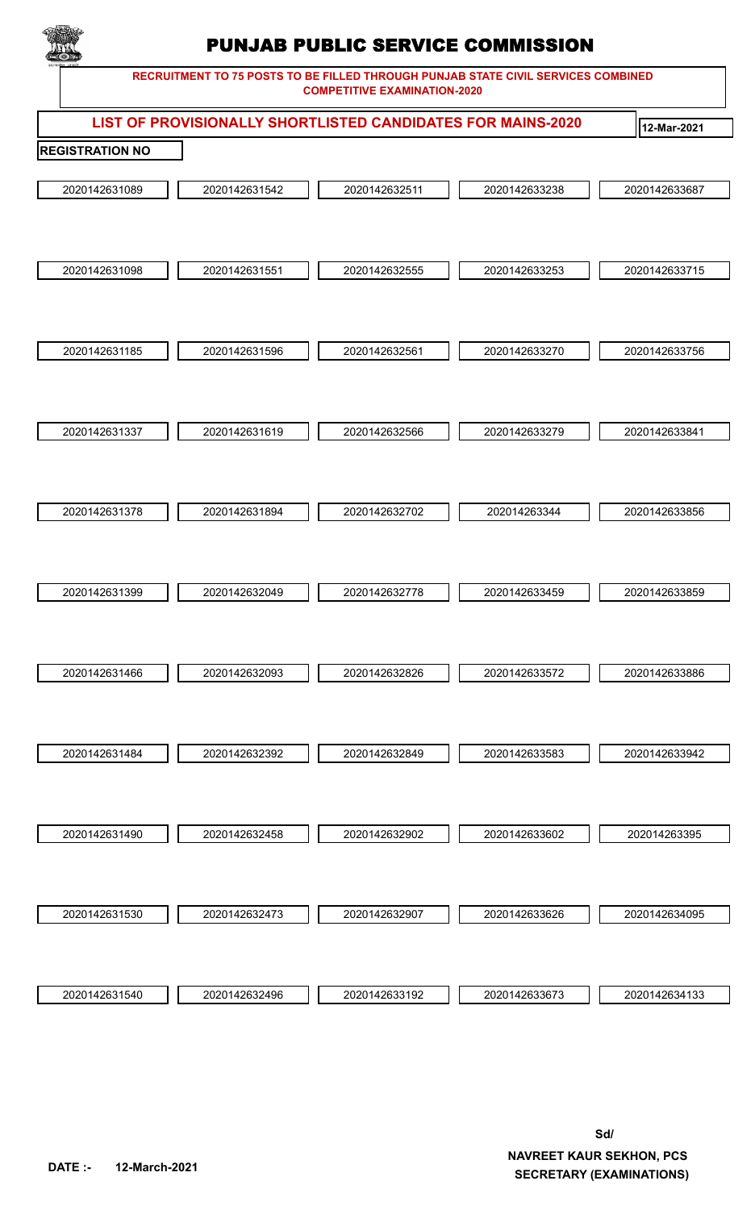# PUNJAB PUBLIC SERVICE COMMISSION

**RECRUITMENT TO 75 POSTS TO BE FILLED THROUGH PUNJAB STATE CIVIL SERVICES COMBINED COMPETITIVE EXAMINATION-2020**

## LIST OF PROVISIONALLY SHORTLISTED CANDIDATES FOR MAINS-2020

12-Mar-2021

**REGISTRATION NO**

| | | | | |
|---|---|---|---|---|
| 2020142631089 | 2020142631542 | 2020142632511 | 2020142633238 | 2020142633687 |
| 2020142631098 | 2020142631551 | 2020142632555 | 2020142633253 | 2020142633715 |
| 2020142631185 | 2020142631596 | 2020142632561 | 2020142633270 | 2020142633756 |
| 2020142631337 | 2020142631619 | 2020142632566 | 2020142633279 | 2020142633841 |
| 2020142631378 | 2020142631894 | 2020142632702 | 202014263344 | 2020142633856 |
| 2020142631399 | 2020142632049 | 2020142632778 | 2020142633459 | 2020142633859 |
| 2020142631466 | 2020142632093 | 2020142632826 | 2020142633572 | 2020142633886 |
| 2020142631484 | 2020142632392 | 2020142632849 | 2020142633583 | 2020142633942 |
| 2020142631490 | 2020142632458 | 2020142632902 | 2020142633602 | 202014263395 |
| 2020142631530 | 2020142632473 | 2020142632907 | 2020142633626 | 2020142634095 |
| 2020142631540 | 2020142632496 | 2020142633192 | 2020142633673 | 2020142634133 |

**DATE :- 12-March-2021**

**Sd/**

**NAVREET KAUR SEKHON, PCS**
**SECRETARY (EXAMINATIONS)**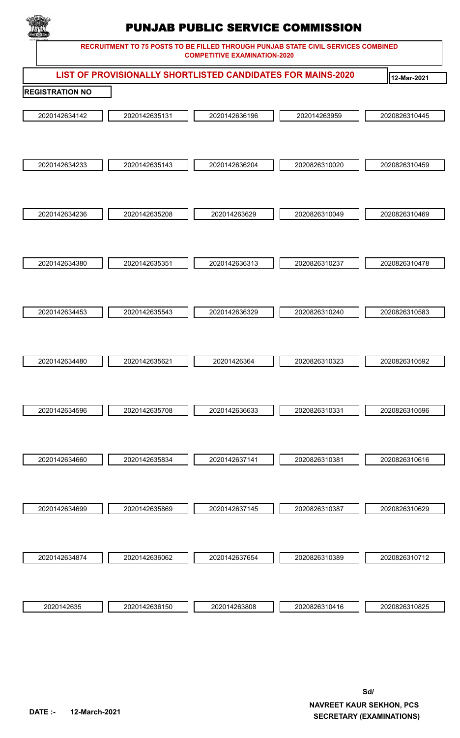# PUNJAB PUBLIC SERVICE COMMISSION

**RECRUITMENT TO 75 POSTS TO BE FILLED THROUGH PUNJAB STATE CIVIL SERVICES COMBINED COMPETITIVE EXAMINATION-2020**

## LIST OF PROVISIONALLY SHORTLISTED CANDIDATES FOR MAINS-2020

**12-Mar-2021**

**REGISTRATION NO**

| | | | | |
|---|---|---|---|---|
| 2020142634142 | 2020142635131 | 2020142636196 | 202014263959 | 2020826310445 |
| 2020142634233 | 2020142635143 | 2020142636204 | 2020826310020 | 2020826310459 |
| 2020142634236 | 2020142635208 | 202014263629 | 2020826310049 | 2020826310469 |
| 2020142634380 | 2020142635351 | 2020142636313 | 2020826310237 | 2020826310478 |
| 2020142634453 | 2020142635543 | 2020142636329 | 2020826310240 | 2020826310583 |
| 2020142634480 | 2020142635621 | 20201426364 | 2020826310323 | 2020826310592 |
| 2020142634596 | 2020142635708 | 2020142636633 | 2020826310331 | 2020826310596 |
| 2020142634660 | 2020142635834 | 2020142637141 | 2020826310381 | 2020826310616 |
| 2020142634699 | 2020142635869 | 2020142637145 | 2020826310387 | 2020826310629 |
| 2020142634874 | 2020142636062 | 2020142637654 | 2020826310389 | 2020826310712 |
| 2020142635 | 2020142636150 | 202014263808 | 2020826310416 | 2020826310825 |

**Sd/**

**NAVREET KAUR SEKHON, PCS**
**SECRETARY (EXAMINATIONS)**

**DATE :- 12-March-2021**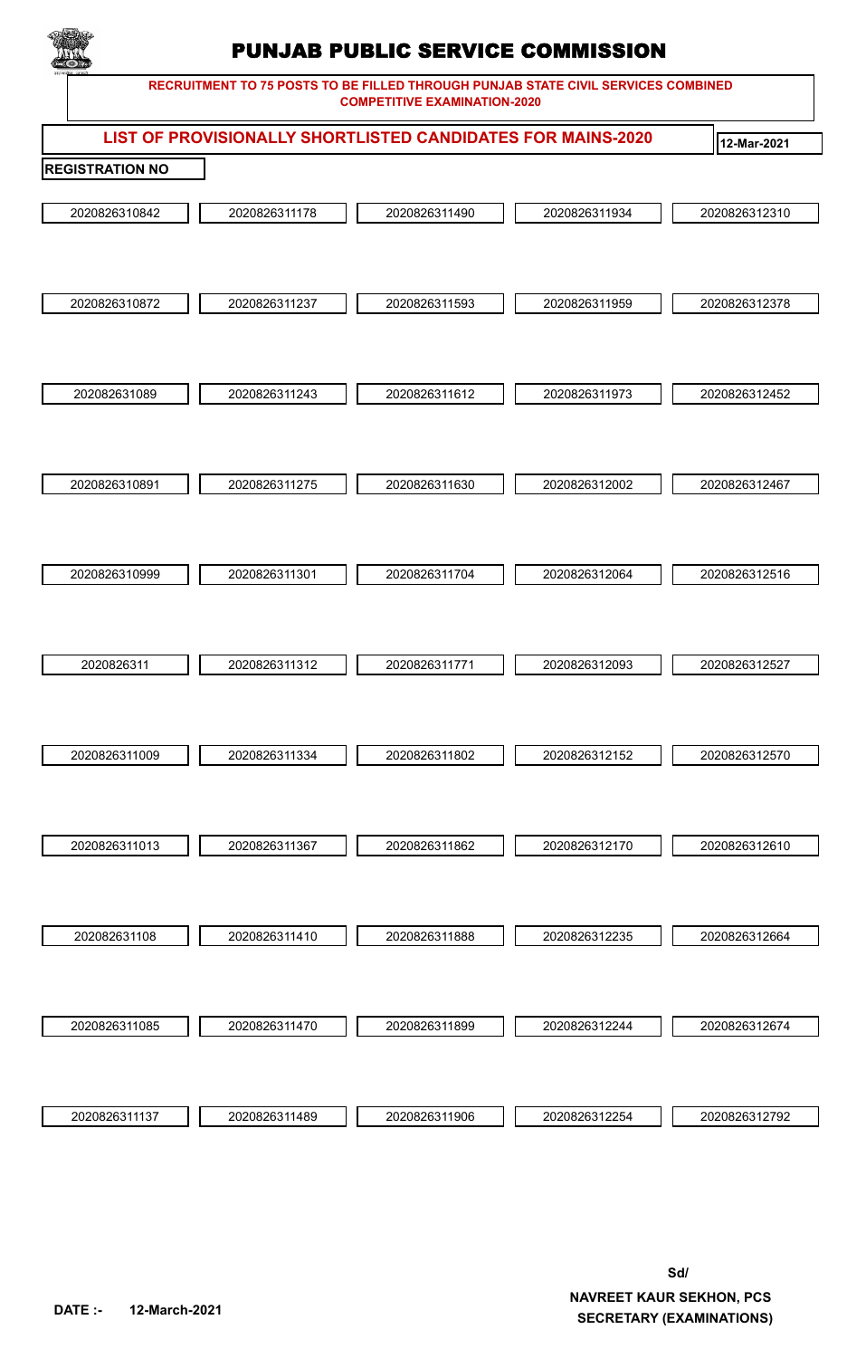# PUNJAB PUBLIC SERVICE COMMISSION

**RECRUITMENT TO 75 POSTS TO BE FILLED THROUGH PUNJAB STATE CIVIL SERVICES COMBINED COMPETITIVE EXAMINATION-2020**

## LIST OF PROVISIONALLY SHORTLISTED CANDIDATES FOR MAINS-2020

**12-Mar-2021**

**REGISTRATION NO**

| | | | | |
|---|---|---|---|---|
| 2020826310842 | 2020826311178 | 2020826311490 | 2020826311934 | 2020826312310 |
| 2020826310872 | 2020826311237 | 2020826311593 | 2020826311959 | 2020826312378 |
| 202082631089 | 2020826311243 | 2020826311612 | 2020826311973 | 2020826312452 |
| 2020826310891 | 2020826311275 | 2020826311630 | 2020826312002 | 2020826312467 |
| 2020826310999 | 2020826311301 | 2020826311704 | 2020826312064 | 2020826312516 |
| 2020826311 | 2020826311312 | 2020826311771 | 2020826312093 | 2020826312527 |
| 2020826311009 | 2020826311334 | 2020826311802 | 2020826312152 | 2020826312570 |
| 2020826311013 | 2020826311367 | 2020826311862 | 2020826312170 | 2020826312610 |
| 202082631108 | 2020826311410 | 2020826311888 | 2020826312235 | 2020826312664 |
| 2020826311085 | 2020826311470 | 2020826311899 | 2020826312244 | 2020826312674 |
| 2020826311137 | 2020826311489 | 2020826311906 | 2020826312254 | 2020826312792 |

**DATE :- 12-March-2021**

**Sd/**

**NAVREET KAUR SEKHON, PCS**
**SECRETARY (EXAMINATIONS)**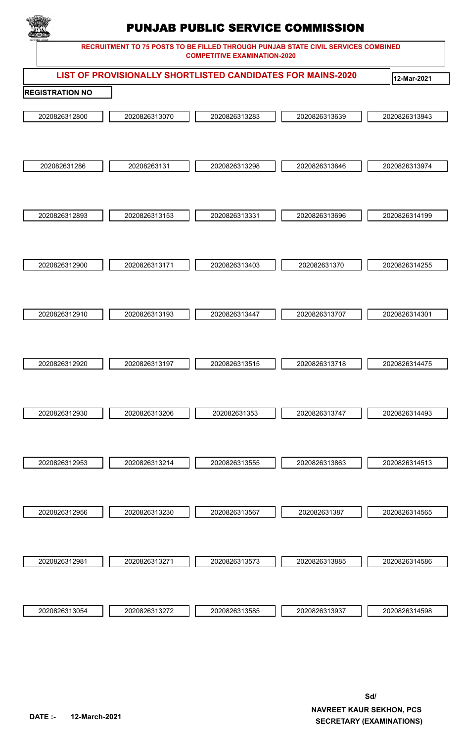# PUNJAB PUBLIC SERVICE COMMISSION

**RECRUITMENT TO 75 POSTS TO BE FILLED THROUGH PUNJAB STATE CIVIL SERVICES COMBINED COMPETITIVE EXAMINATION-2020**

## LIST OF PROVISIONALLY SHORTLISTED CANDIDATES FOR MAINS-2020

**12-Mar-2021**

**REGISTRATION NO**

| | | | | |
|---|---|---|---|---|
| 2020826312800 | 2020826313070 | 2020826313283 | 2020826313639 | 2020826313943 |
| 202082631286 | 20208263131 | 2020826313298 | 2020826313646 | 2020826313974 |
| 2020826312893 | 2020826313153 | 2020826313331 | 2020826313696 | 2020826314199 |
| 2020826312900 | 2020826313171 | 2020826313403 | 202082631370 | 2020826314255 |
| 2020826312910 | 2020826313193 | 2020826313447 | 2020826313707 | 2020826314301 |
| 2020826312920 | 2020826313197 | 2020826313515 | 2020826313718 | 2020826314475 |
| 2020826312930 | 2020826313206 | 202082631353 | 2020826313747 | 2020826314493 |
| 2020826312953 | 2020826313214 | 2020826313555 | 2020826313863 | 2020826314513 |
| 2020826312956 | 2020826313230 | 2020826313567 | 202082631387 | 2020826314565 |
| 2020826312981 | 2020826313271 | 2020826313573 | 2020826313885 | 2020826314586 |
| 2020826313054 | 2020826313272 | 2020826313585 | 2020826313937 | 2020826314598 |

**DATE :- 12-March-2021**

**Sd/**

**NAVREET KAUR SEKHON, PCS**
**SECRETARY (EXAMINATIONS)**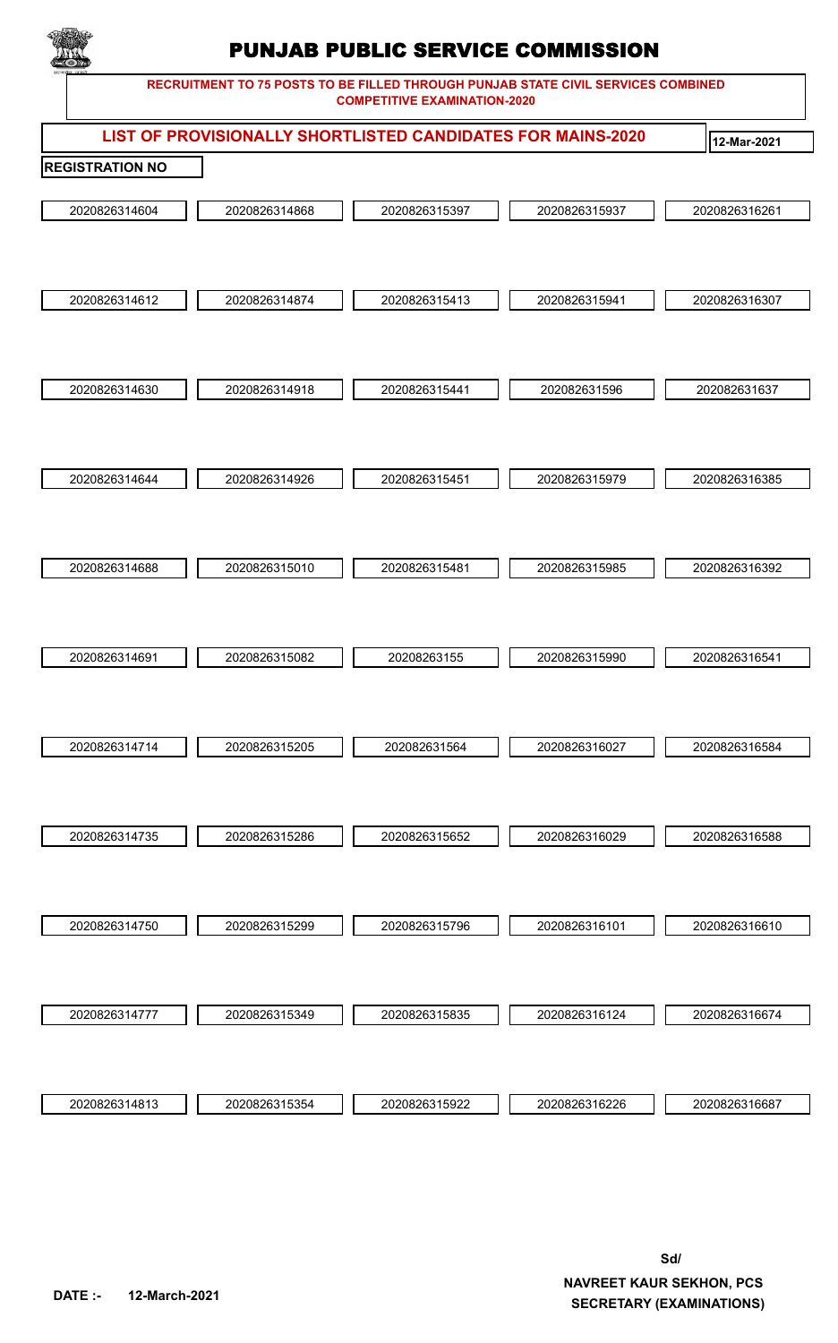# PUNJAB PUBLIC SERVICE COMMISSION

**RECRUITMENT TO 75 POSTS TO BE FILLED THROUGH PUNJAB STATE CIVIL SERVICES COMBINED COMPETITIVE EXAMINATION-2020**

## LIST OF PROVISIONALLY SHORTLISTED CANDIDATES FOR MAINS-2020

**12-Mar-2021**

**REGISTRATION NO**

| | | | | |
|---|---|---|---|---|
| 2020826314604 | 2020826314868 | 2020826315397 | 2020826315937 | 2020826316261 |
| 2020826314612 | 2020826314874 | 2020826315413 | 2020826315941 | 2020826316307 |
| 2020826314630 | 2020826314918 | 2020826315441 | 202082631596 | 202082631637 |
| 2020826314644 | 2020826314926 | 2020826315451 | 2020826315979 | 2020826316385 |
| 2020826314688 | 2020826315010 | 2020826315481 | 2020826315985 | 2020826316392 |
| 2020826314691 | 2020826315082 | 20208263155 | 2020826315990 | 2020826316541 |
| 2020826314714 | 2020826315205 | 202082631564 | 2020826316027 | 2020826316584 |
| 2020826314735 | 2020826315286 | 2020826315652 | 2020826316029 | 2020826316588 |
| 2020826314750 | 2020826315299 | 2020826315796 | 2020826316101 | 2020826316610 |
| 2020826314777 | 2020826315349 | 2020826315835 | 2020826316124 | 2020826316674 |
| 2020826314813 | 2020826315354 | 2020826315922 | 2020826316226 | 2020826316687 |

**DATE :- 12-March-2021**

**Sd/**

**NAVREET KAUR SEKHON, PCS**
**SECRETARY (EXAMINATIONS)**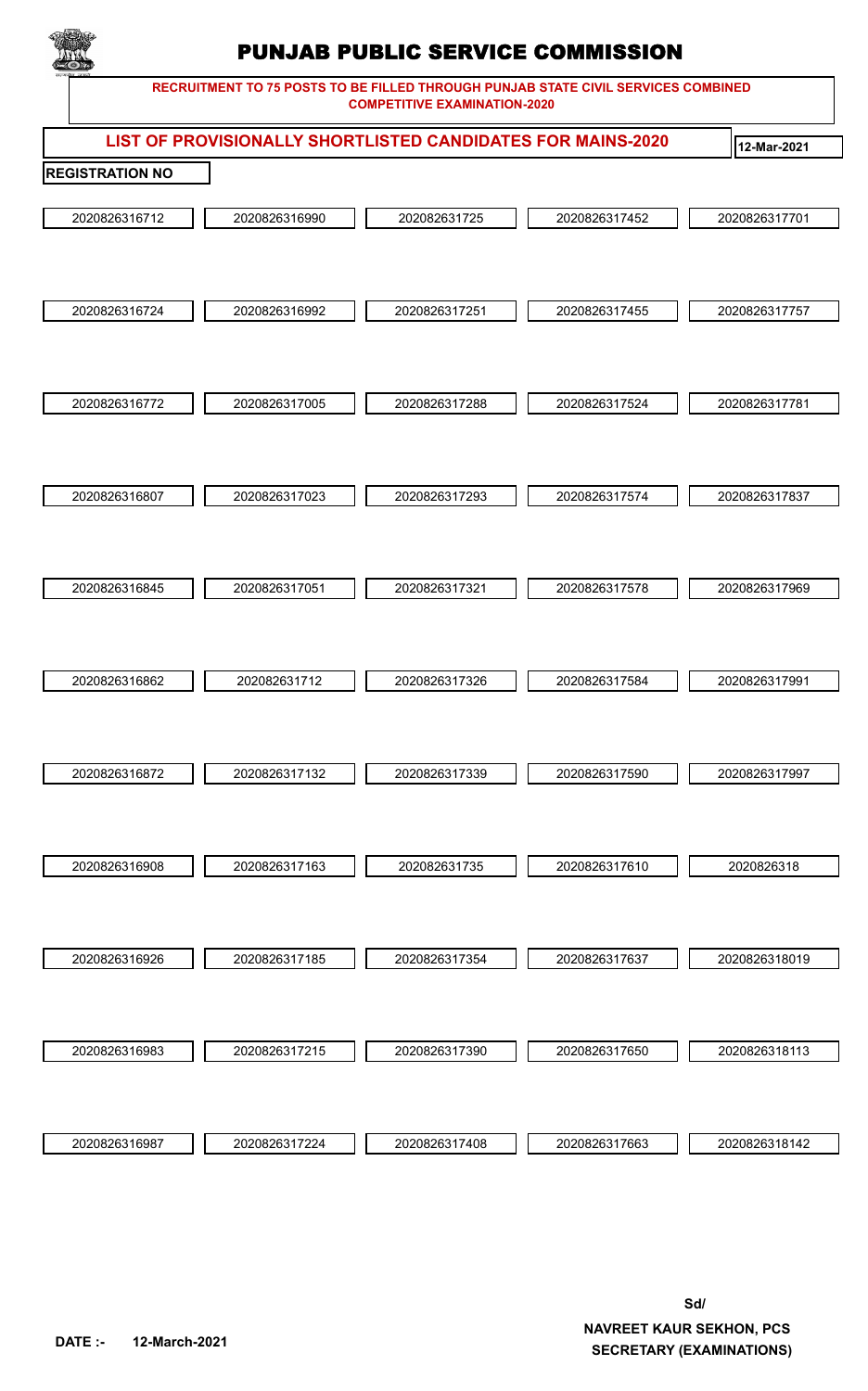# PUNJAB PUBLIC SERVICE COMMISSION

**RECRUITMENT TO 75 POSTS TO BE FILLED THROUGH PUNJAB STATE CIVIL SERVICES COMBINED COMPETITIVE EXAMINATION-2020**

## LIST OF PROVISIONALLY SHORTLISTED CANDIDATES FOR MAINS-2020

**12-Mar-2021**

**REGISTRATION NO**

| | | | | |
|---|---|---|---|---|
| 2020826316712 | 2020826316990 | 202082631725 | 2020826317452 | 2020826317701 |
| 2020826316724 | 2020826316992 | 2020826317251 | 2020826317455 | 2020826317757 |
| 2020826316772 | 2020826317005 | 2020826317288 | 2020826317524 | 2020826317781 |
| 2020826316807 | 2020826317023 | 2020826317293 | 2020826317574 | 2020826317837 |
| 2020826316845 | 2020826317051 | 2020826317321 | 2020826317578 | 2020826317969 |
| 2020826316862 | 202082631712 | 2020826317326 | 2020826317584 | 2020826317991 |
| 2020826316872 | 2020826317132 | 2020826317339 | 2020826317590 | 2020826317997 |
| 2020826316908 | 2020826317163 | 202082631735 | 2020826317610 | 2020826318 |
| 2020826316926 | 2020826317185 | 2020826317354 | 2020826317637 | 2020826318019 |
| 2020826316983 | 2020826317215 | 2020826317390 | 2020826317650 | 2020826318113 |
| 2020826316987 | 2020826317224 | 2020826317408 | 2020826317663 | 2020826318142 |

**DATE :- 12-March-2021**

**Sd/**

**NAVREET KAUR SEKHON, PCS**
**SECRETARY (EXAMINATIONS)**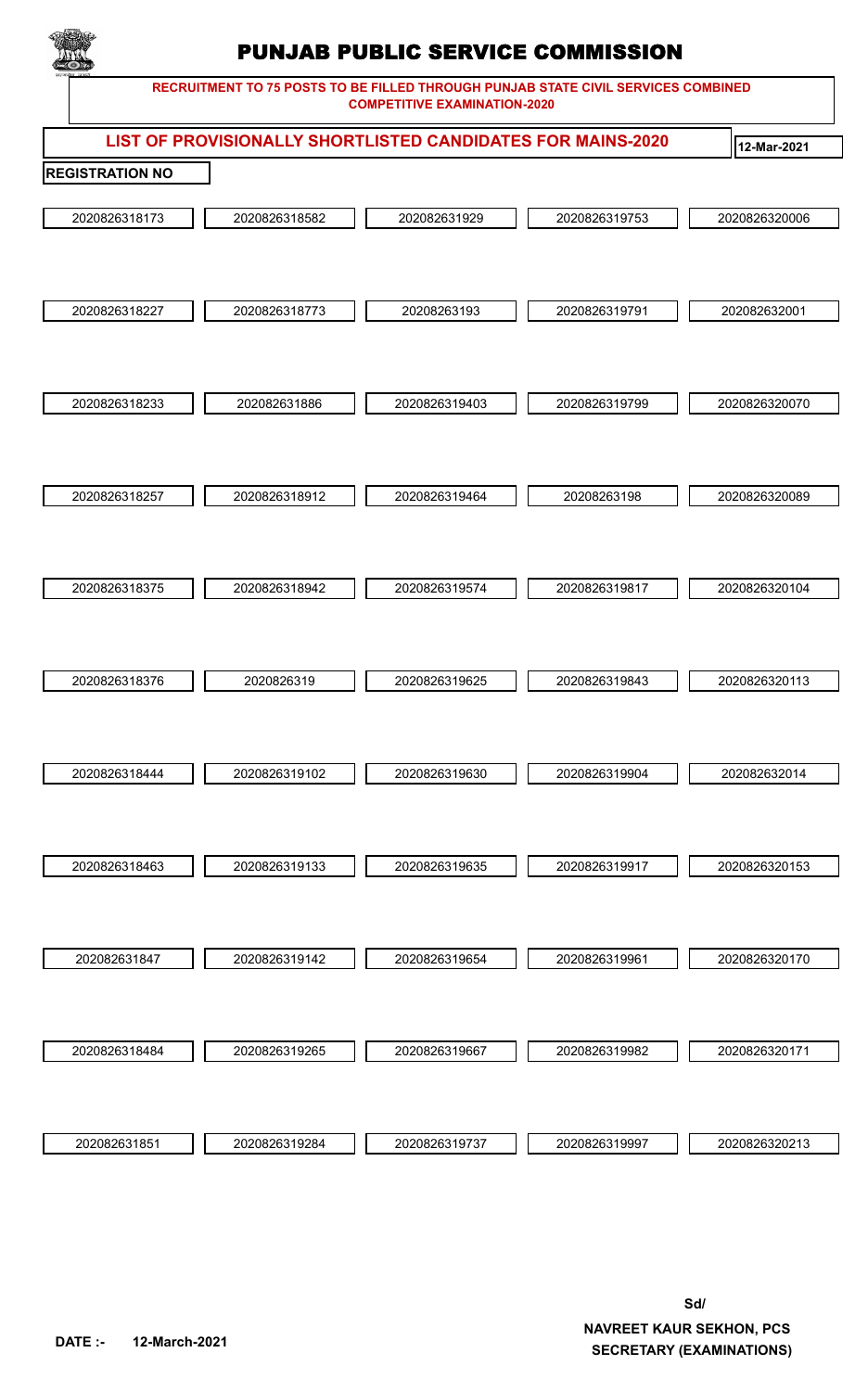# PUNJAB PUBLIC SERVICE COMMISSION

**RECRUITMENT TO 75 POSTS TO BE FILLED THROUGH PUNJAB STATE CIVIL SERVICES COMBINED COMPETITIVE EXAMINATION-2020**

## LIST OF PROVISIONALLY SHORTLISTED CANDIDATES FOR MAINS-2020

**12-Mar-2021**

**REGISTRATION NO**

| | | | | |
|---|---|---|---|---|
| 2020826318173 | 2020826318582 | 202082631929 | 2020826319753 | 2020826320006 |
| 2020826318227 | 2020826318773 | 20208263193 | 2020826319791 | 202082632001 |
| 2020826318233 | 202082631886 | 2020826319403 | 2020826319799 | 2020826320070 |
| 2020826318257 | 2020826318912 | 2020826319464 | 20208263198 | 2020826320089 |
| 2020826318375 | 2020826318942 | 2020826319574 | 2020826319817 | 2020826320104 |
| 2020826318376 | 2020826319 | 2020826319625 | 2020826319843 | 2020826320113 |
| 2020826318444 | 2020826319102 | 2020826319630 | 2020826319904 | 202082632014 |
| 2020826318463 | 2020826319133 | 2020826319635 | 2020826319917 | 2020826320153 |
| 202082631847 | 2020826319142 | 2020826319654 | 2020826319961 | 2020826320170 |
| 2020826318484 | 2020826319265 | 2020826319667 | 2020826319982 | 2020826320171 |
| 202082631851 | 2020826319284 | 2020826319737 | 2020826319997 | 2020826320213 |

Sd/

**NAVREET KAUR SEKHON, PCS**
**SECRETARY (EXAMINATIONS)**

**DATE :- 12-March-2021**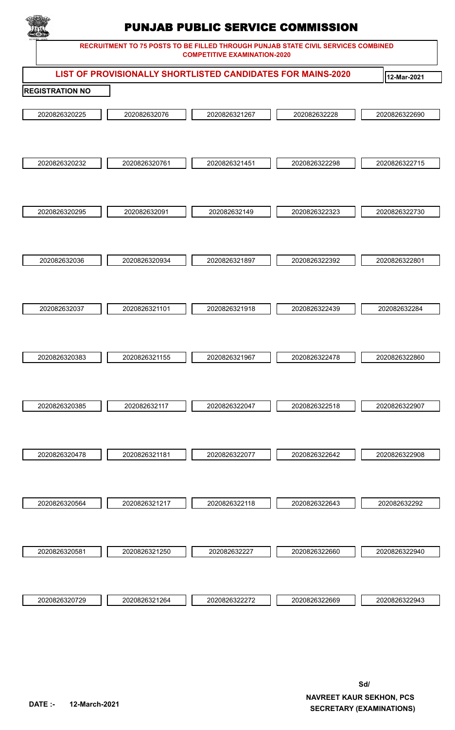# PUNJAB PUBLIC SERVICE COMMISSION

**RECRUITMENT TO 75 POSTS TO BE FILLED THROUGH PUNJAB STATE CIVIL SERVICES COMBINED COMPETITIVE EXAMINATION-2020**

## LIST OF PROVISIONALLY SHORTLISTED CANDIDATES FOR MAINS-2020

**12-Mar-2021**

**REGISTRATION NO**

| | | | | |
|---|---|---|---|---|
| 2020826320225 | 202082632076 | 2020826321267 | 202082632228 | 2020826322690 |
| 2020826320232 | 2020826320761 | 2020826321451 | 2020826322298 | 2020826322715 |
| 2020826320295 | 202082632091 | 202082632149 | 2020826322323 | 2020826322730 |
| 202082632036 | 2020826320934 | 2020826321897 | 2020826322392 | 2020826322801 |
| 202082632037 | 2020826321101 | 2020826321918 | 2020826322439 | 202082632284 |
| 2020826320383 | 2020826321155 | 2020826321967 | 2020826322478 | 2020826322860 |
| 2020826320385 | 202082632117 | 2020826322047 | 2020826322518 | 2020826322907 |
| 2020826320478 | 2020826321181 | 2020826322077 | 2020826322642 | 2020826322908 |
| 2020826320564 | 2020826321217 | 2020826322118 | 2020826322643 | 202082632292 |
| 2020826320581 | 2020826321250 | 202082632227 | 2020826322660 | 2020826322940 |
| 2020826320729 | 2020826321264 | 2020826322272 | 2020826322669 | 2020826322943 |

**DATE :- 12-March-2021**

**Sd/**

**NAVREET KAUR SEKHON, PCS**
**SECRETARY (EXAMINATIONS)**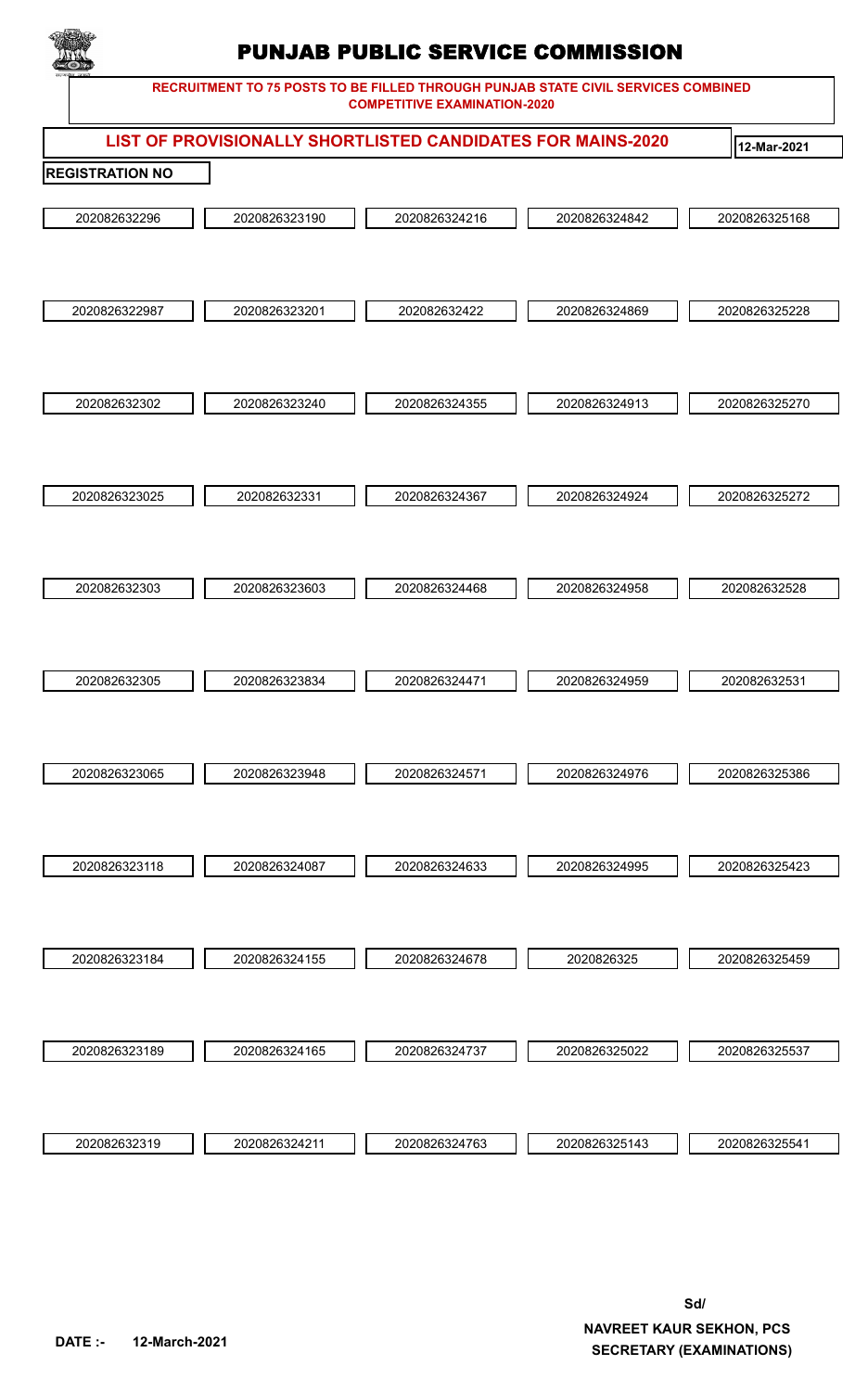# PUNJAB PUBLIC SERVICE COMMISSION

**RECRUITMENT TO 75 POSTS TO BE FILLED THROUGH PUNJAB STATE CIVIL SERVICES COMBINED COMPETITIVE EXAMINATION-2020**

## LIST OF PROVISIONALLY SHORTLISTED CANDIDATES FOR MAINS-2020

**12-Mar-2021**

**REGISTRATION NO**

| | | | | |
|---|---|---|---|---|
| 202082632296 | 2020826323190 | 2020826324216 | 2020826324842 | 2020826325168 |
| 2020826322987 | 2020826323201 | 202082632422 | 2020826324869 | 2020826325228 |
| 202082632302 | 2020826323240 | 2020826324355 | 2020826324913 | 2020826325270 |
| 2020826323025 | 202082632331 | 2020826324367 | 2020826324924 | 2020826325272 |
| 202082632303 | 2020826323603 | 2020826324468 | 2020826324958 | 202082632528 |
| 202082632305 | 2020826323834 | 2020826324471 | 2020826324959 | 202082632531 |
| 2020826323065 | 2020826323948 | 2020826324571 | 2020826324976 | 2020826325386 |
| 2020826323118 | 2020826324087 | 2020826324633 | 2020826324995 | 2020826325423 |
| 2020826323184 | 2020826324155 | 2020826324678 | 2020826325 | 2020826325459 |
| 2020826323189 | 2020826324165 | 2020826324737 | 2020826325022 | 2020826325537 |
| 202082632319 | 2020826324211 | 2020826324763 | 2020826325143 | 2020826325541 |

**Sd/**

**NAVREET KAUR SEKHON, PCS**
**SECRETARY (EXAMINATIONS)**

**DATE :- 12-March-2021**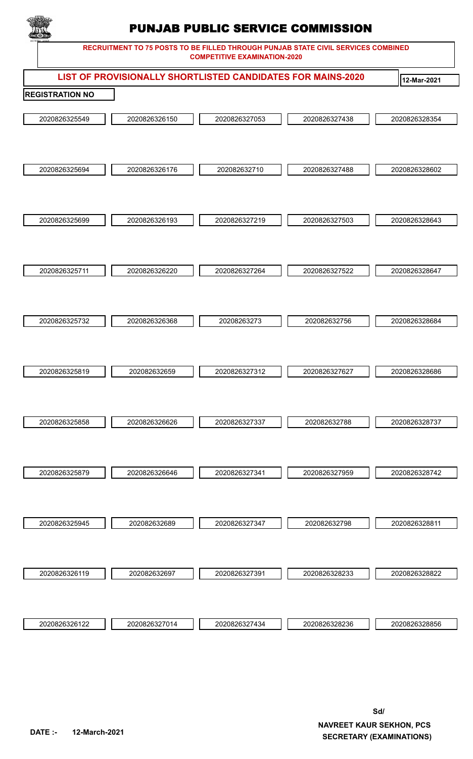# PUNJAB PUBLIC SERVICE COMMISSION

**RECRUITMENT TO 75 POSTS TO BE FILLED THROUGH PUNJAB STATE CIVIL SERVICES COMBINED COMPETITIVE EXAMINATION-2020**

## LIST OF PROVISIONALLY SHORTLISTED CANDIDATES FOR MAINS-2020

12-Mar-2021

**REGISTRATION NO**

| | | | | |
|---|---|---|---|---|
| 2020826325549 | 2020826326150 | 2020826327053 | 2020826327438 | 2020826328354 |
| 2020826325694 | 2020826326176 | 202082632710 | 2020826327488 | 2020826328602 |
| 2020826325699 | 2020826326193 | 2020826327219 | 2020826327503 | 2020826328643 |
| 2020826325711 | 2020826326220 | 2020826327264 | 2020826327522 | 2020826328647 |
| 2020826325732 | 2020826326368 | 20208263273 | 202082632756 | 2020826328684 |
| 2020826325819 | 202082632659 | 2020826327312 | 2020826327627 | 2020826328686 |
| 2020826325858 | 2020826326626 | 2020826327337 | 202082632788 | 2020826328737 |
| 2020826325879 | 2020826326646 | 2020826327341 | 2020826327959 | 2020826328742 |
| 2020826325945 | 202082632689 | 2020826327347 | 202082632798 | 2020826328811 |
| 2020826326119 | 202082632697 | 2020826327391 | 2020826328233 | 2020826328822 |
| 2020826326122 | 2020826327014 | 2020826327434 | 2020826328236 | 2020826328856 |

**DATE :- 12-March-2021**

**Sd/**

**NAVREET KAUR SEKHON, PCS**
**SECRETARY (EXAMINATIONS)**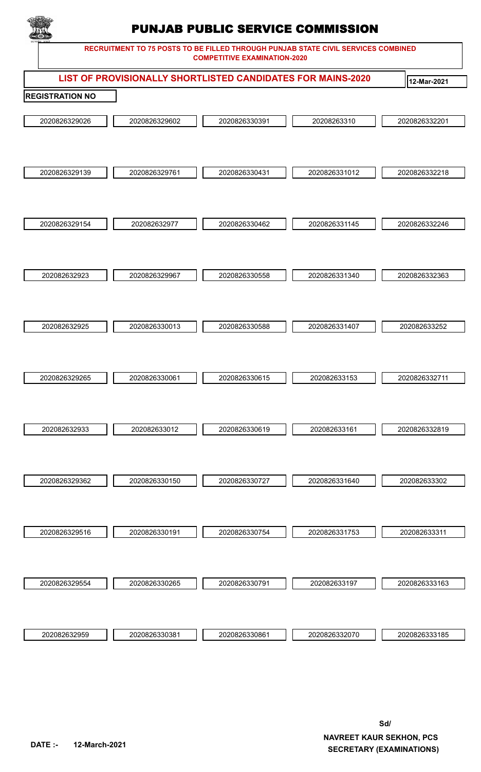# PUNJAB PUBLIC SERVICE COMMISSION

**RECRUITMENT TO 75 POSTS TO BE FILLED THROUGH PUNJAB STATE CIVIL SERVICES COMBINED COMPETITIVE EXAMINATION-2020**

## LIST OF PROVISIONALLY SHORTLISTED CANDIDATES FOR MAINS-2020

**12-Mar-2021**

**REGISTRATION NO**

| | | | | |
|---|---|---|---|---|
| 2020826329026 | 2020826329602 | 2020826330391 | 20208263310 | 2020826332201 |
| 2020826329139 | 2020826329761 | 2020826330431 | 2020826331012 | 2020826332218 |
| 2020826329154 | 202082632977 | 2020826330462 | 2020826331145 | 2020826332246 |
| 202082632923 | 2020826329967 | 2020826330558 | 2020826331340 | 2020826332363 |
| 202082632925 | 2020826330013 | 2020826330588 | 2020826331407 | 202082633252 |
| 2020826329265 | 2020826330061 | 2020826330615 | 202082633153 | 2020826332711 |
| 202082632933 | 202082633012 | 2020826330619 | 202082633161 | 2020826332819 |
| 2020826329362 | 2020826330150 | 2020826330727 | 2020826331640 | 202082633302 |
| 2020826329516 | 2020826330191 | 2020826330754 | 2020826331753 | 202082633311 |
| 2020826329554 | 2020826330265 | 2020826330791 | 202082633197 | 2020826333163 |
| 202082632959 | 2020826330381 | 2020826330861 | 2020826332070 | 2020826333185 |

**DATE :- 12-March-2021**

**Sd/**

**NAVREET KAUR SEKHON, PCS**
**SECRETARY (EXAMINATIONS)**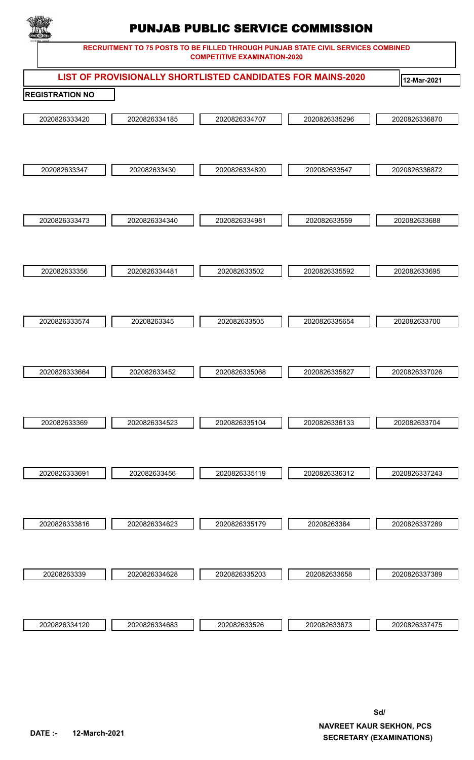# PUNJAB PUBLIC SERVICE COMMISSION

**RECRUITMENT TO 75 POSTS TO BE FILLED THROUGH PUNJAB STATE CIVIL SERVICES COMBINED COMPETITIVE EXAMINATION-2020**

**LIST OF PROVISIONALLY SHORTLISTED CANDIDATES FOR MAINS-2020** **12-Mar-2021**

**REGISTRATION NO**

| | | | | |
|---|---|---|---|---|
| 2020826333420 | 2020826334185 | 2020826334707 | 2020826335296 | 2020826336870 |
| 202082633347 | 202082633430 | 2020826334820 | 202082633547 | 2020826336872 |
| 2020826333473 | 2020826334340 | 2020826334981 | 202082633559 | 202082633688 |
| 202082633356 | 2020826334481 | 202082633502 | 2020826335592 | 202082633695 |
| 2020826333574 | 20208263345 | 202082633505 | 2020826335654 | 202082633700 |
| 2020826333664 | 202082633452 | 2020826335068 | 2020826335827 | 2020826337026 |
| 202082633369 | 2020826334523 | 2020826335104 | 2020826336133 | 202082633704 |
| 2020826333691 | 202082633456 | 2020826335119 | 2020826336312 | 2020826337243 |
| 2020826333816 | 2020826334623 | 2020826335179 | 20208263364 | 2020826337289 |
| 20208263339 | 2020826334628 | 2020826335203 | 202082633658 | 2020826337389 |
| 2020826334120 | 2020826334683 | 202082633526 | 202082633673 | 2020826337475 |

**DATE :- 12-March-2021**

**Sd/**

**NAVREET KAUR SEKHON, PCS**
**SECRETARY (EXAMINATIONS)**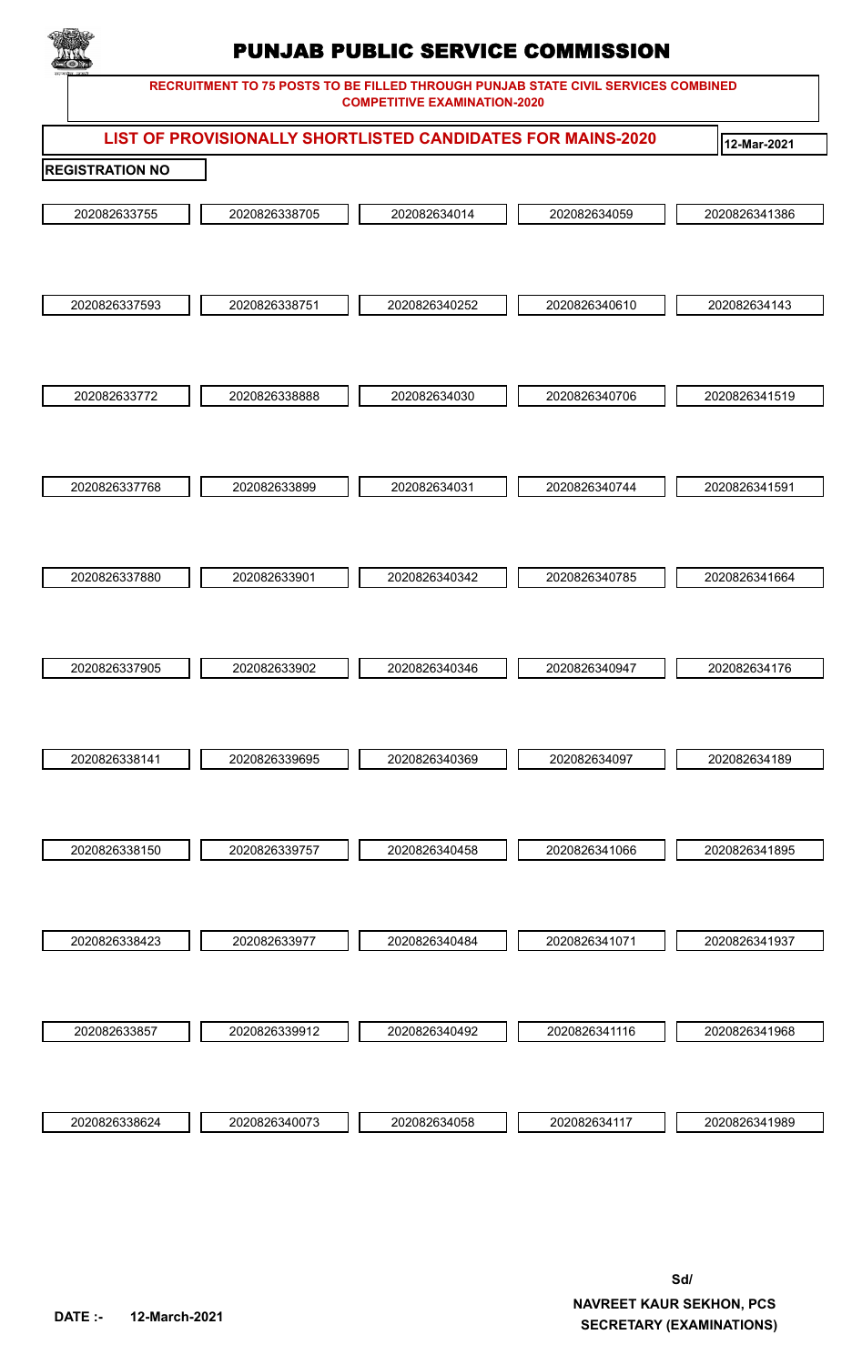# PUNJAB PUBLIC SERVICE COMMISSION

**RECRUITMENT TO 75 POSTS TO BE FILLED THROUGH PUNJAB STATE CIVIL SERVICES COMBINED COMPETITIVE EXAMINATION-2020**

## LIST OF PROVISIONALLY SHORTLISTED CANDIDATES FOR MAINS-2020

**12-Mar-2021**

**REGISTRATION NO**

| | | | | |
|---|---|---|---|---|
| 202082633755 | 2020826338705 | 202082634014 | 202082634059 | 2020826341386 |
| 2020826337593 | 2020826338751 | 2020826340252 | 2020826340610 | 202082634143 |
| 202082633772 | 2020826338888 | 202082634030 | 2020826340706 | 2020826341519 |
| 2020826337768 | 202082633899 | 202082634031 | 2020826340744 | 2020826341591 |
| 2020826337880 | 202082633901 | 2020826340342 | 2020826340785 | 2020826341664 |
| 2020826337905 | 202082633902 | 2020826340346 | 2020826340947 | 202082634176 |
| 2020826338141 | 2020826339695 | 2020826340369 | 202082634097 | 202082634189 |
| 2020826338150 | 2020826339757 | 2020826340458 | 2020826341066 | 2020826341895 |
| 2020826338423 | 202082633977 | 2020826340484 | 2020826341071 | 2020826341937 |
| 202082633857 | 2020826339912 | 2020826340492 | 2020826341116 | 2020826341968 |
| 2020826338624 | 2020826340073 | 202082634058 | 202082634117 | 2020826341989 |

Sd/

**NAVREET KAUR SEKHON, PCS**
**SECRETARY (EXAMINATIONS)**

**DATE :- 12-March-2021**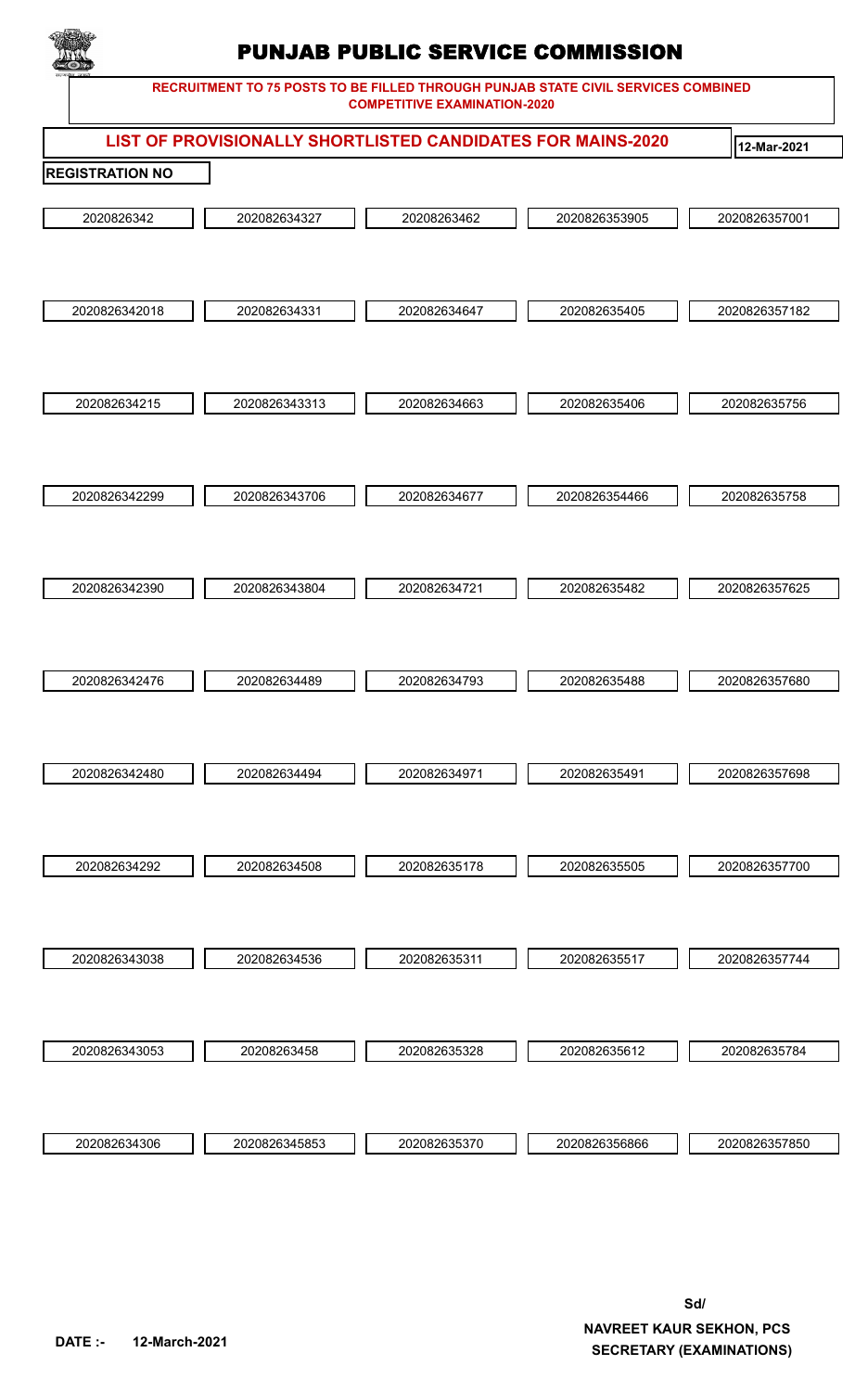# PUNJAB PUBLIC SERVICE COMMISSION

**RECRUITMENT TO 75 POSTS TO BE FILLED THROUGH PUNJAB STATE CIVIL SERVICES COMBINED COMPETITIVE EXAMINATION-2020**

**LIST OF PROVISIONALLY SHORTLISTED CANDIDATES FOR MAINS-2020** **12-Mar-2021**

**REGISTRATION NO**

| | | | | |
|---|---|---|---|---|
| 2020826342 | 202082634327 | 20208263462 | 2020826353905 | 2020826357001 |
| 2020826342018 | 202082634331 | 202082634647 | 202082635405 | 2020826357182 |
| 202082634215 | 2020826343313 | 202082634663 | 202082635406 | 202082635756 |
| 2020826342299 | 2020826343706 | 202082634677 | 2020826354466 | 202082635758 |
| 2020826342390 | 2020826343804 | 202082634721 | 202082635482 | 2020826357625 |
| 2020826342476 | 202082634489 | 202082634793 | 202082635488 | 2020826357680 |
| 2020826342480 | 202082634494 | 202082634971 | 202082635491 | 2020826357698 |
| 202082634292 | 202082634508 | 202082635178 | 202082635505 | 2020826357700 |
| 2020826343038 | 202082634536 | 202082635311 | 202082635517 | 2020826357744 |
| 2020826343053 | 20208263458 | 202082635328 | 202082635612 | 202082635784 |
| 202082634306 | 2020826345853 | 202082635370 | 2020826356866 | 2020826357850 |

**DATE :- 12-March-2021**

**Sd/**
**NAVREET KAUR SEKHON, PCS**
**SECRETARY (EXAMINATIONS)**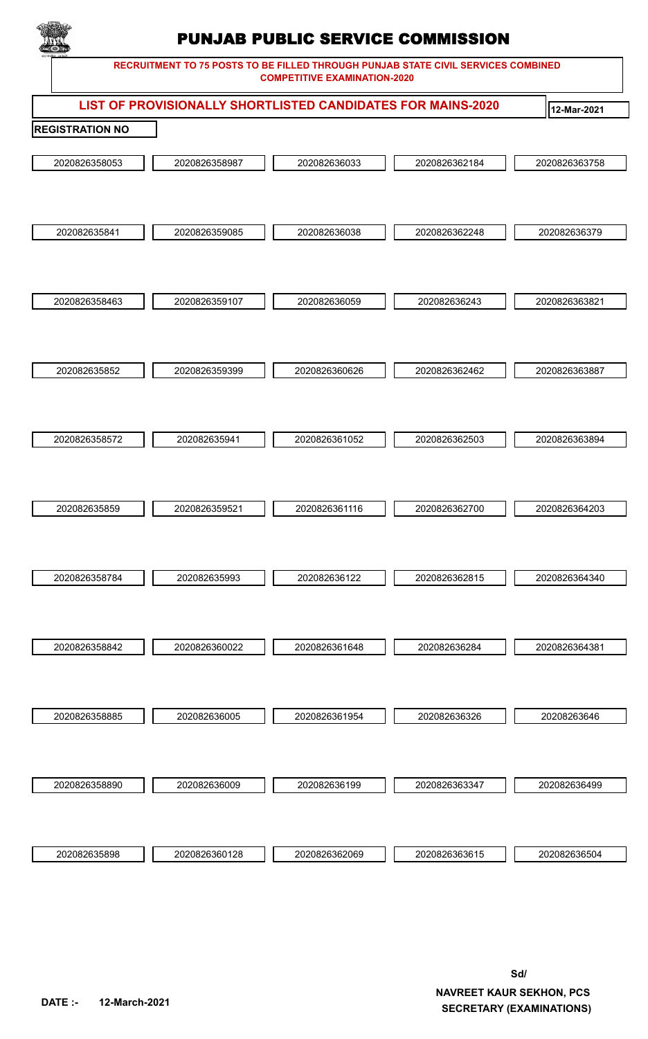# PUNJAB PUBLIC SERVICE COMMISSION

**RECRUITMENT TO 75 POSTS TO BE FILLED THROUGH PUNJAB STATE CIVIL SERVICES COMBINED COMPETITIVE EXAMINATION-2020**

## LIST OF PROVISIONALLY SHORTLISTED CANDIDATES FOR MAINS-2020

**12-Mar-2021**

**REGISTRATION NO**

| | | | | |
|---|---|---|---|---|
| 2020826358053 | 2020826358987 | 202082636033 | 2020826362184 | 2020826363758 |
| 202082635841 | 2020826359085 | 202082636038 | 2020826362248 | 202082636379 |
| 2020826358463 | 2020826359107 | 202082636059 | 202082636243 | 2020826363821 |
| 202082635852 | 2020826359399 | 2020826360626 | 2020826362462 | 2020826363887 |
| 2020826358572 | 202082635941 | 2020826361052 | 2020826362503 | 2020826363894 |
| 202082635859 | 2020826359521 | 2020826361116 | 2020826362700 | 2020826364203 |
| 2020826358784 | 202082635993 | 202082636122 | 2020826362815 | 2020826364340 |
| 2020826358842 | 2020826360022 | 2020826361648 | 202082636284 | 2020826364381 |
| 2020826358885 | 202082636005 | 2020826361954 | 202082636326 | 20208263646 |
| 2020826358890 | 202082636009 | 202082636199 | 2020826363347 | 202082636499 |
| 202082635898 | 2020826360128 | 2020826362069 | 2020826363615 | 202082636504 |

**DATE :- 12-March-2021**

**Sd/**

**NAVREET KAUR SEKHON, PCS**
**SECRETARY (EXAMINATIONS)**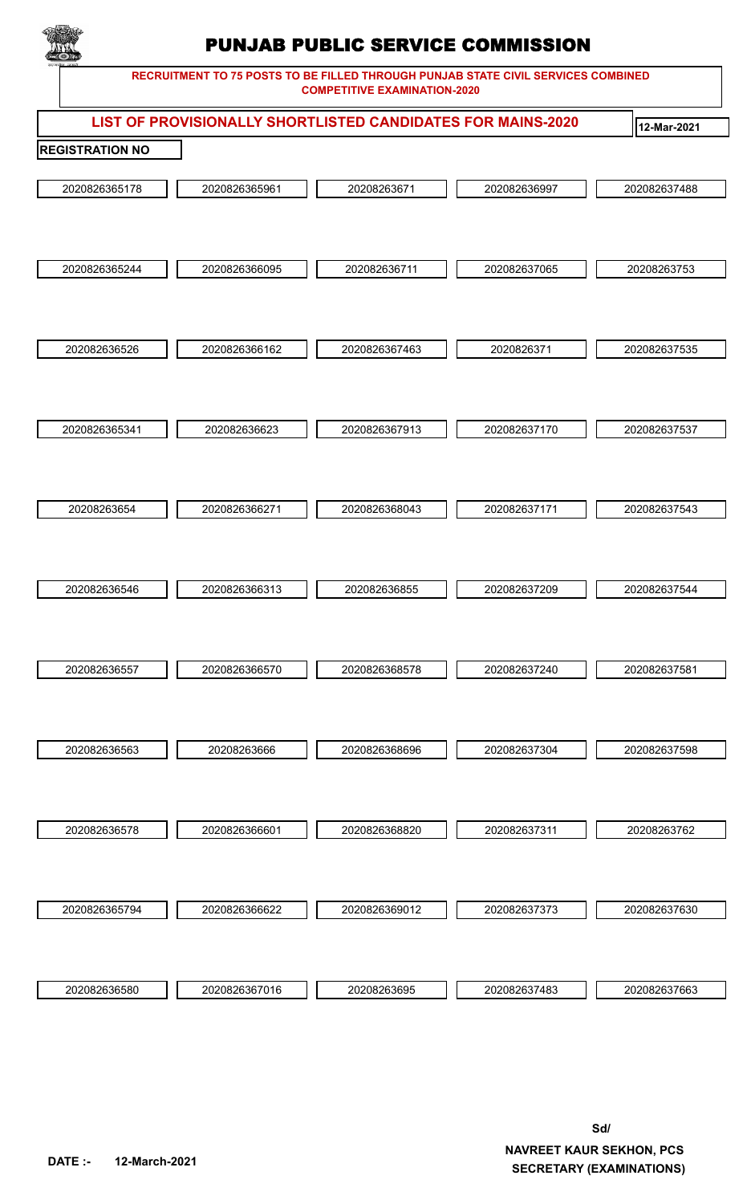# PUNJAB PUBLIC SERVICE COMMISSION

**RECRUITMENT TO 75 POSTS TO BE FILLED THROUGH PUNJAB STATE CIVIL SERVICES COMBINED COMPETITIVE EXAMINATION-2020**

## LIST OF PROVISIONALLY SHORTLISTED CANDIDATES FOR MAINS-2020

**12-Mar-2021**

**REGISTRATION NO**

| | | | | |
|---|---|---|---|---|
| 2020826365178 | 2020826365961 | 20208263671 | 202082636997 | 202082637488 |
| 2020826365244 | 2020826366095 | 202082636711 | 202082637065 | 20208263753 |
| 202082636526 | 2020826366162 | 2020826367463 | 2020826371 | 202082637535 |
| 2020826365341 | 202082636623 | 2020826367913 | 202082637170 | 202082637537 |
| 20208263654 | 2020826366271 | 2020826368043 | 202082637171 | 202082637543 |
| 202082636546 | 2020826366313 | 202082636855 | 202082637209 | 202082637544 |
| 202082636557 | 2020826366570 | 2020826368578 | 202082637240 | 202082637581 |
| 202082636563 | 20208263666 | 2020826368696 | 202082637304 | 202082637598 |
| 202082636578 | 2020826366601 | 2020826368820 | 202082637311 | 20208263762 |
| 2020826365794 | 2020826366622 | 2020826369012 | 202082637373 | 202082637630 |
| 202082636580 | 2020826367016 | 20208263695 | 202082637483 | 202082637663 |

**DATE :- 12-March-2021**

**Sd/**

**NAVREET KAUR SEKHON, PCS**
**SECRETARY (EXAMINATIONS)**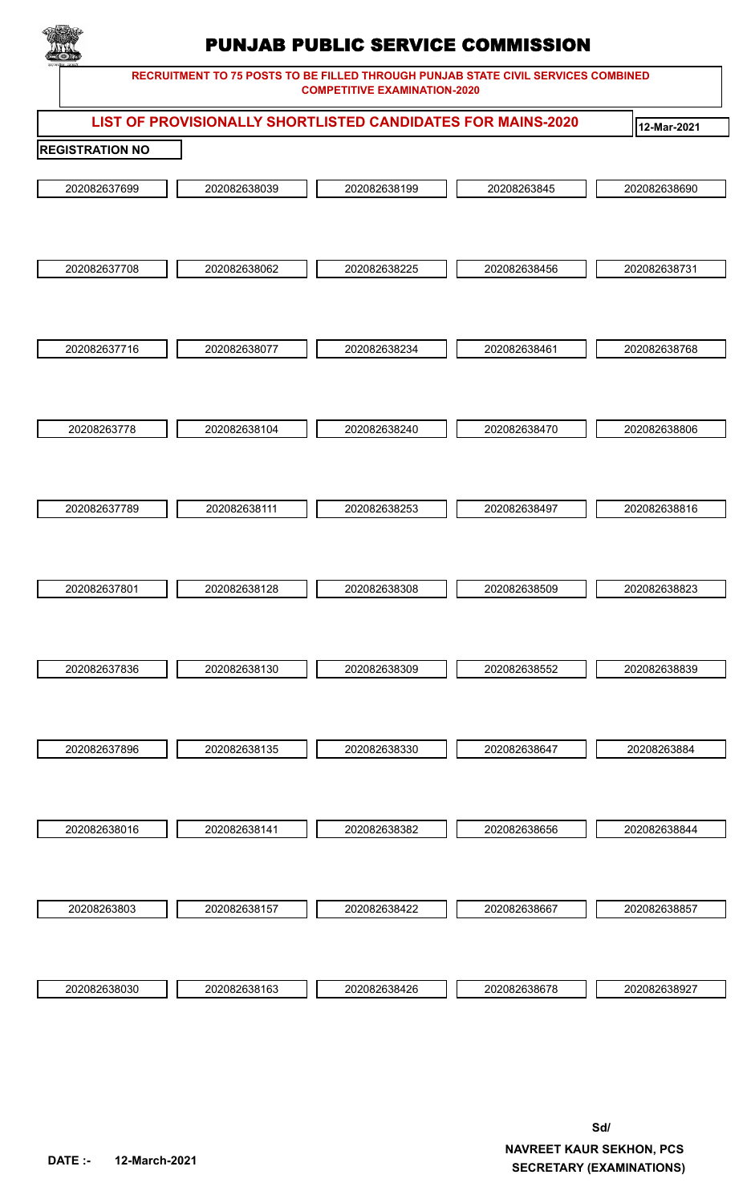# PUNJAB PUBLIC SERVICE COMMISSION

**RECRUITMENT TO 75 POSTS TO BE FILLED THROUGH PUNJAB STATE CIVIL SERVICES COMBINED COMPETITIVE EXAMINATION-2020**

## LIST OF PROVISIONALLY SHORTLISTED CANDIDATES FOR MAINS-2020

**12-Mar-2021**

**REGISTRATION NO**

| | | | | |
|---|---|---|---|---|
| 202082637699 | 202082638039 | 202082638199 | 20208263845 | 202082638690 |
| 202082637708 | 202082638062 | 202082638225 | 202082638456 | 202082638731 |
| 202082637716 | 202082638077 | 202082638234 | 202082638461 | 202082638768 |
| 20208263778 | 202082638104 | 202082638240 | 202082638470 | 202082638806 |
| 202082637789 | 202082638111 | 202082638253 | 202082638497 | 202082638816 |
| 202082637801 | 202082638128 | 202082638308 | 202082638509 | 202082638823 |
| 202082637836 | 202082638130 | 202082638309 | 202082638552 | 202082638839 |
| 202082637896 | 202082638135 | 202082638330 | 202082638647 | 20208263884 |
| 202082638016 | 202082638141 | 202082638382 | 202082638656 | 202082638844 |
| 20208263803 | 202082638157 | 202082638422 | 202082638667 | 202082638857 |
| 202082638030 | 202082638163 | 202082638426 | 202082638678 | 202082638927 |

**DATE :- 12-March-2021**

**Sd/**

**NAVREET KAUR SEKHON, PCS**

**SECRETARY (EXAMINATIONS)**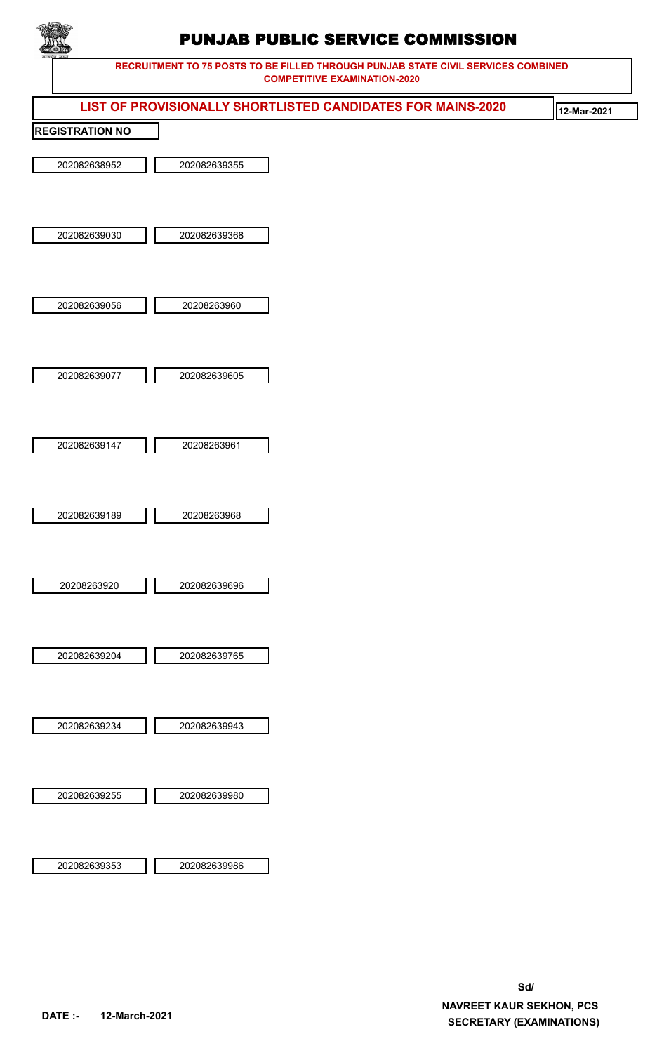# PUNJAB PUBLIC SERVICE COMMISSION

**RECRUITMENT TO 75 POSTS TO BE FILLED THROUGH PUNJAB STATE CIVIL SERVICES COMBINED COMPETITIVE EXAMINATION-2020**

## LIST OF PROVISIONALLY SHORTLISTED CANDIDATES FOR MAINS-2020

**12-Mar-2021**

**REGISTRATION NO**

| | |
|---|---|
| 202082638952 | 202082639355 |
| 202082639030 | 202082639368 |
| 202082639056 | 20208263960 |
| 202082639077 | 202082639605 |
| 202082639147 | 20208263961 |
| 202082639189 | 20208263968 |
| 20208263920 | 202082639696 |
| 202082639204 | 202082639765 |
| 202082639234 | 202082639943 |
| 202082639255 | 202082639980 |
| 202082639353 | 202082639986 |

**Sd/**

**NAVREET KAUR SEKHON, PCS**
**SECRETARY (EXAMINATIONS)**

**DATE :- 12-March-2021**